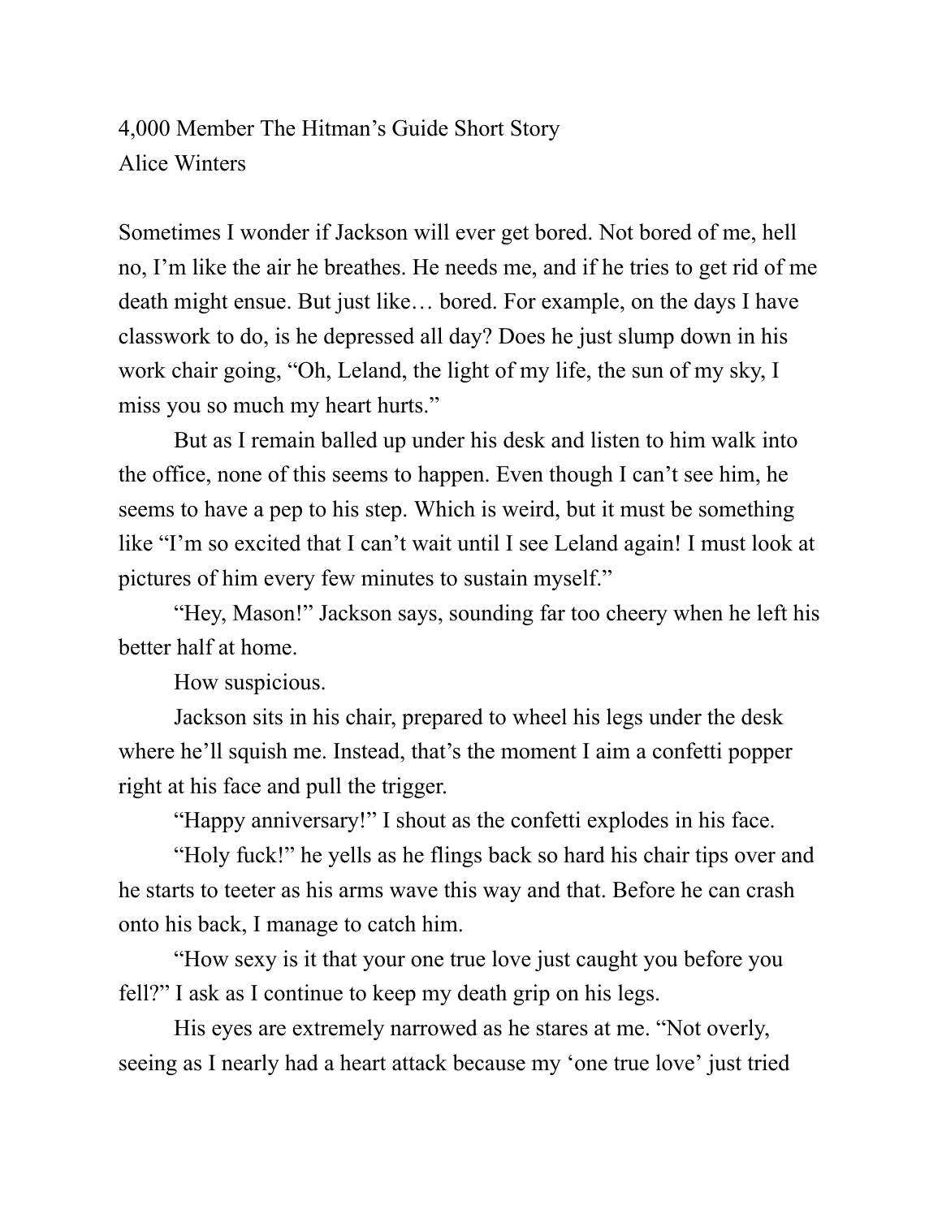4,000 Member The Hitman's Guide Short Story
Alice Winters

Sometimes I wonder if Jackson will ever get bored. Not bored of me, hell no, I'm like the air he breathes. He needs me, and if he tries to get rid of me death might ensue. But just like… bored. For example, on the days I have classwork to do, is he depressed all day? Does he just slump down in his work chair going, "Oh, Leland, the light of my life, the sun of my sky, I miss you so much my heart hurts."

But as I remain balled up under his desk and listen to him walk into the office, none of this seems to happen. Even though I can't see him, he seems to have a pep to his step. Which is weird, but it must be something like "I'm so excited that I can't wait until I see Leland again! I must look at pictures of him every few minutes to sustain myself."

"Hey, Mason!" Jackson says, sounding far too cheery when he left his better half at home.

How suspicious.

Jackson sits in his chair, prepared to wheel his legs under the desk where he'll squish me. Instead, that's the moment I aim a confetti popper right at his face and pull the trigger.

"Happy anniversary!" I shout as the confetti explodes in his face.

"Holy fuck!" he yells as he flings back so hard his chair tips over and he starts to teeter as his arms wave this way and that. Before he can crash onto his back, I manage to catch him.

"How sexy is it that your one true love just caught you before you fell?" I ask as I continue to keep my death grip on his legs.

His eyes are extremely narrowed as he stares at me. "Not overly, seeing as I nearly had a heart attack because my 'one true love' just tried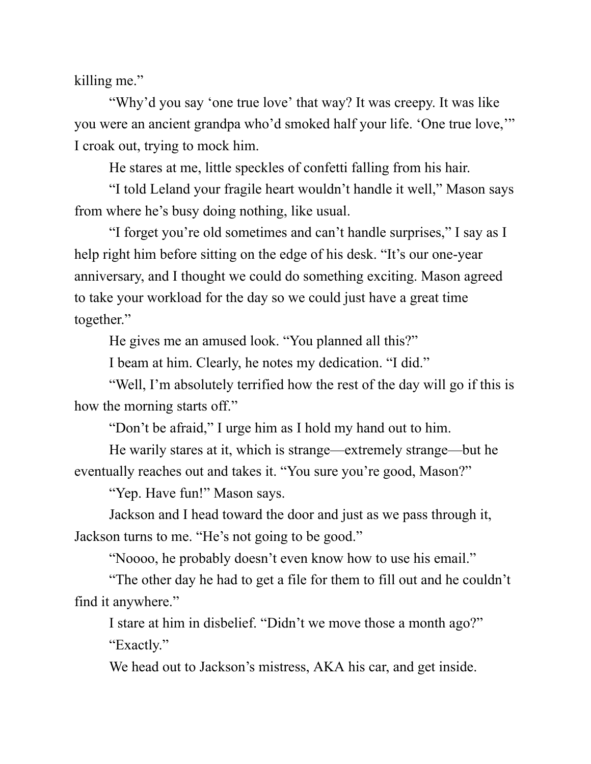killing me."

"Why'd you say 'one true love' that way? It was creepy. It was like you were an ancient grandpa who'd smoked half your life. 'One true love,'" I croak out, trying to mock him.

He stares at me, little speckles of confetti falling from his hair.

"I told Leland your fragile heart wouldn't handle it well," Mason says from where he's busy doing nothing, like usual.

"I forget you're old sometimes and can't handle surprises," I say as I help right him before sitting on the edge of his desk. "It's our one-year anniversary, and I thought we could do something exciting. Mason agreed to take your workload for the day so we could just have a great time together."

He gives me an amused look. "You planned all this?"

I beam at him. Clearly, he notes my dedication. "I did."

"Well, I'm absolutely terrified how the rest of the day will go if this is how the morning starts off."

"Don't be afraid," I urge him as I hold my hand out to him.

He warily stares at it, which is strange—extremely strange—but he eventually reaches out and takes it. "You sure you're good, Mason?"

"Yep. Have fun!" Mason says.

Jackson and I head toward the door and just as we pass through it, Jackson turns to me. "He's not going to be good."

"Noooo, he probably doesn't even know how to use his email."

"The other day he had to get a file for them to fill out and he couldn't find it anywhere."

I stare at him in disbelief. "Didn't we move those a month ago?"

"Exactly."

We head out to Jackson's mistress, AKA his car, and get inside.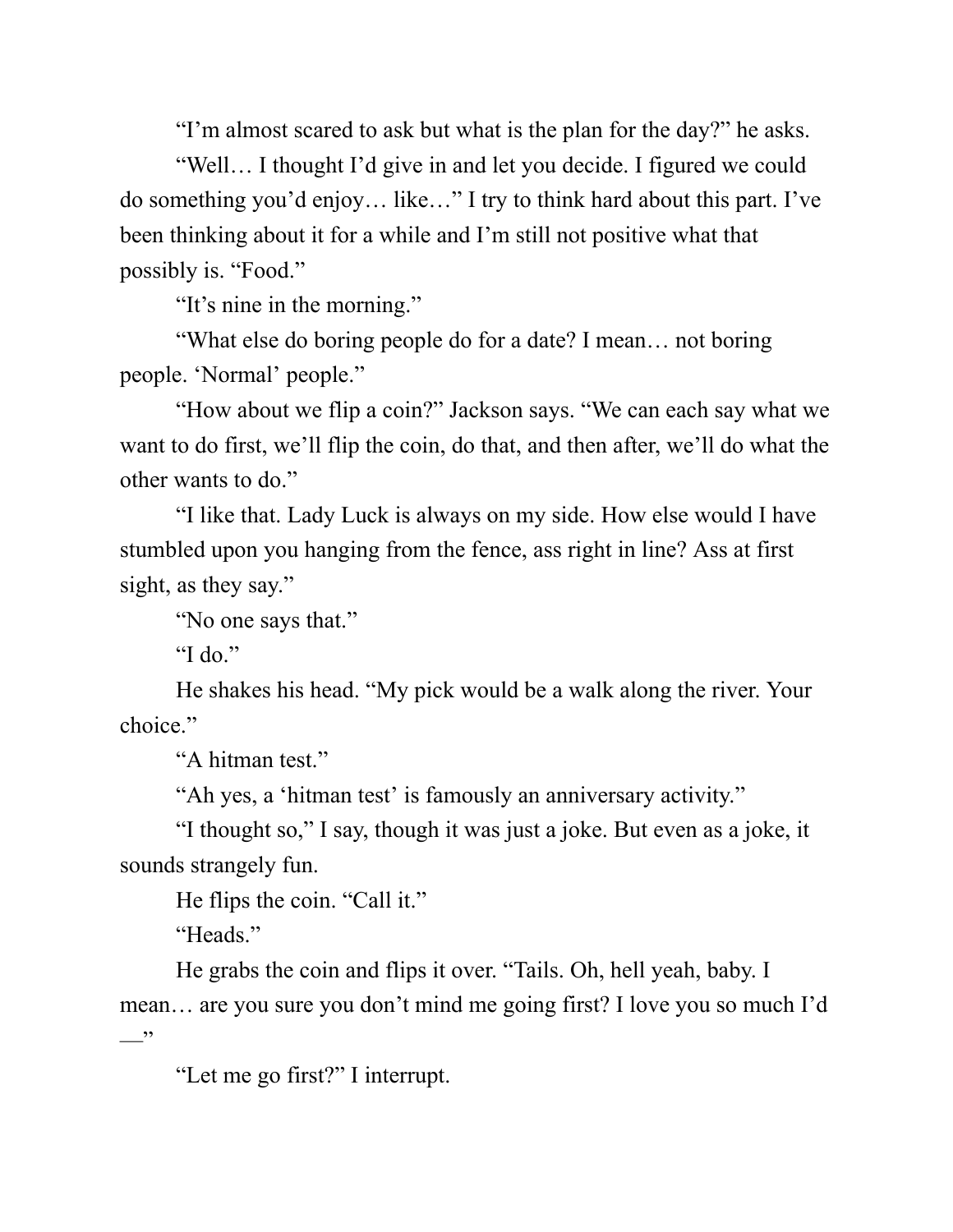"I'm almost scared to ask but what is the plan for the day?" he asks.

"Well… I thought I'd give in and let you decide. I figured we could do something you'd enjoy… like…" I try to think hard about this part. I've been thinking about it for a while and I'm still not positive what that possibly is. "Food."

"It's nine in the morning."

"What else do boring people do for a date? I mean… not boring people. 'Normal' people."

"How about we flip a coin?" Jackson says. "We can each say what we want to do first, we'll flip the coin, do that, and then after, we'll do what the other wants to do."

"I like that. Lady Luck is always on my side. How else would I have stumbled upon you hanging from the fence, ass right in line? Ass at first sight, as they say."

"No one says that."

"I do."

He shakes his head. "My pick would be a walk along the river. Your choice."

"A hitman test."

"Ah yes, a 'hitman test' is famously an anniversary activity."

"I thought so," I say, though it was just a joke. But even as a joke, it sounds strangely fun.

He flips the coin. "Call it."

"Heads."

He grabs the coin and flips it over. "Tails. Oh, hell yeah, baby. I mean… are you sure you don't mind me going first? I love you so much I'd —"

"Let me go first?" I interrupt.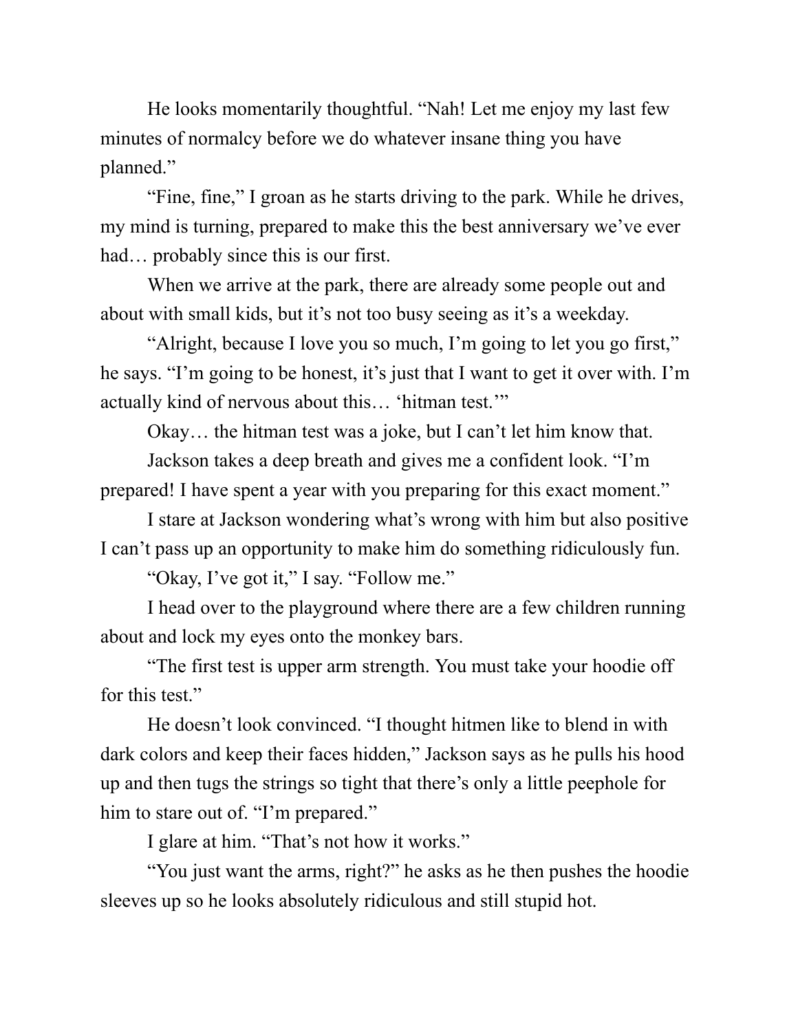He looks momentarily thoughtful. "Nah! Let me enjoy my last few minutes of normalcy before we do whatever insane thing you have planned."

"Fine, fine," I groan as he starts driving to the park. While he drives, my mind is turning, prepared to make this the best anniversary we've ever had… probably since this is our first.

When we arrive at the park, there are already some people out and about with small kids, but it's not too busy seeing as it's a weekday.

"Alright, because I love you so much, I'm going to let you go first," he says. "I'm going to be honest, it's just that I want to get it over with. I'm actually kind of nervous about this… 'hitman test.'"

Okay… the hitman test was a joke, but I can't let him know that.

Jackson takes a deep breath and gives me a confident look. "I'm prepared! I have spent a year with you preparing for this exact moment."

I stare at Jackson wondering what's wrong with him but also positive I can't pass up an opportunity to make him do something ridiculously fun.

"Okay, I've got it," I say. "Follow me."

I head over to the playground where there are a few children running about and lock my eyes onto the monkey bars.

"The first test is upper arm strength. You must take your hoodie off for this test."

He doesn't look convinced. "I thought hitmen like to blend in with dark colors and keep their faces hidden," Jackson says as he pulls his hood up and then tugs the strings so tight that there's only a little peephole for him to stare out of. "I'm prepared."

I glare at him. "That's not how it works."

"You just want the arms, right?" he asks as he then pushes the hoodie sleeves up so he looks absolutely ridiculous and still stupid hot.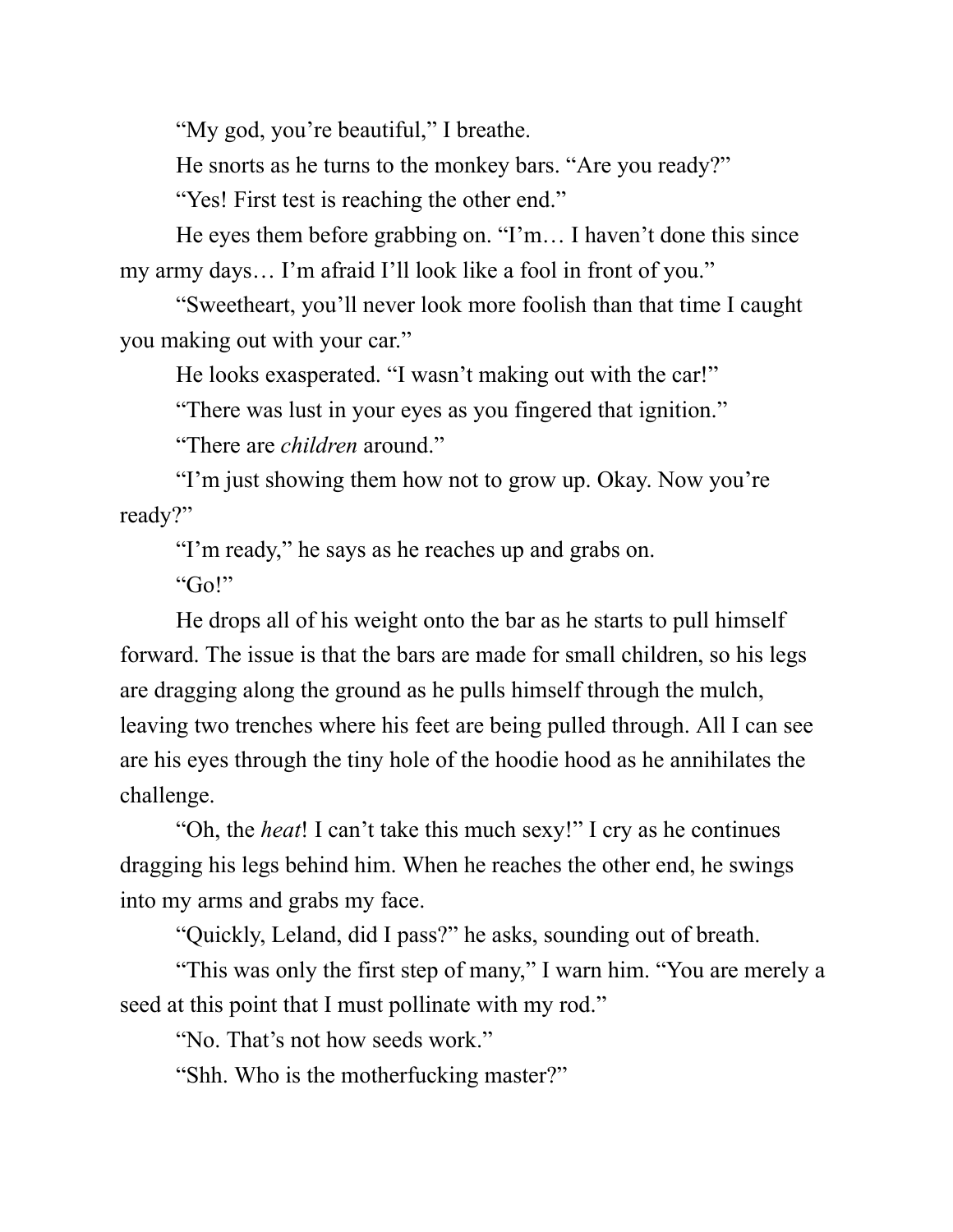"My god, you're beautiful," I breathe.

He snorts as he turns to the monkey bars. "Are you ready?"

"Yes! First test is reaching the other end."

He eyes them before grabbing on. "I'm… I haven't done this since my army days… I'm afraid I'll look like a fool in front of you."

"Sweetheart, you'll never look more foolish than that time I caught you making out with your car."

He looks exasperated. "I wasn't making out with the car!"

"There was lust in your eyes as you fingered that ignition."

"There are *children* around."

"I'm just showing them how not to grow up. Okay. Now you're ready?"

"I'm ready," he says as he reaches up and grabs on.

"Go!"

He drops all of his weight onto the bar as he starts to pull himself forward. The issue is that the bars are made for small children, so his legs are dragging along the ground as he pulls himself through the mulch, leaving two trenches where his feet are being pulled through. All I can see are his eyes through the tiny hole of the hoodie hood as he annihilates the challenge.

"Oh, the *heat*! I can't take this much sexy!" I cry as he continues dragging his legs behind him. When he reaches the other end, he swings into my arms and grabs my face.

"Quickly, Leland, did I pass?" he asks, sounding out of breath.

"This was only the first step of many," I warn him. "You are merely a seed at this point that I must pollinate with my rod."

"No. That's not how seeds work."

"Shh. Who is the motherfucking master?"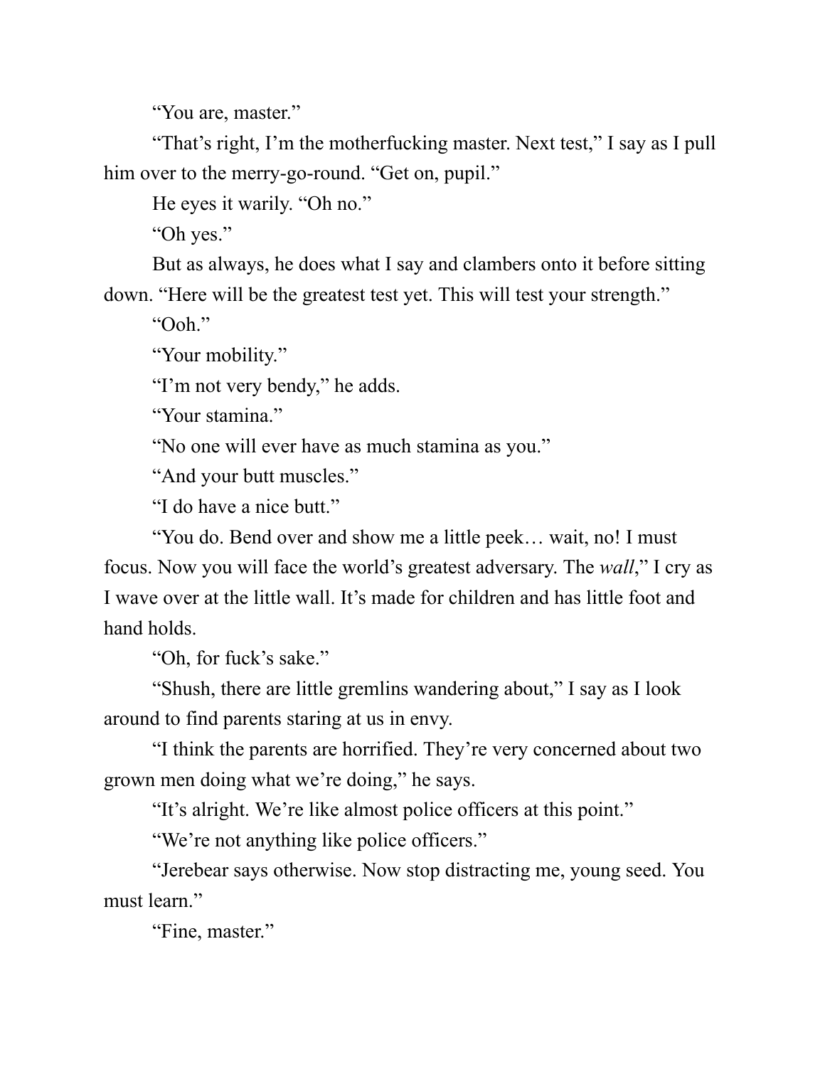"You are, master."

"That's right, I'm the motherfucking master. Next test," I say as I pull him over to the merry-go-round. "Get on, pupil."

He eyes it warily. "Oh no."

"Oh yes."

But as always, he does what I say and clambers onto it before sitting down. "Here will be the greatest test yet. This will test your strength."

"Ooh."

"Your mobility."

"I'm not very bendy," he adds.

"Your stamina."

"No one will ever have as much stamina as you."

"And your butt muscles."

"I do have a nice butt."

"You do. Bend over and show me a little peek… wait, no! I must focus. Now you will face the world's greatest adversary. The *wall*," I cry as I wave over at the little wall. It's made for children and has little foot and hand holds.

"Oh, for fuck's sake."

"Shush, there are little gremlins wandering about," I say as I look around to find parents staring at us in envy.

"I think the parents are horrified. They're very concerned about two grown men doing what we're doing," he says.

"It's alright. We're like almost police officers at this point."

"We're not anything like police officers."

"Jerebear says otherwise. Now stop distracting me, young seed. You must learn."

"Fine, master."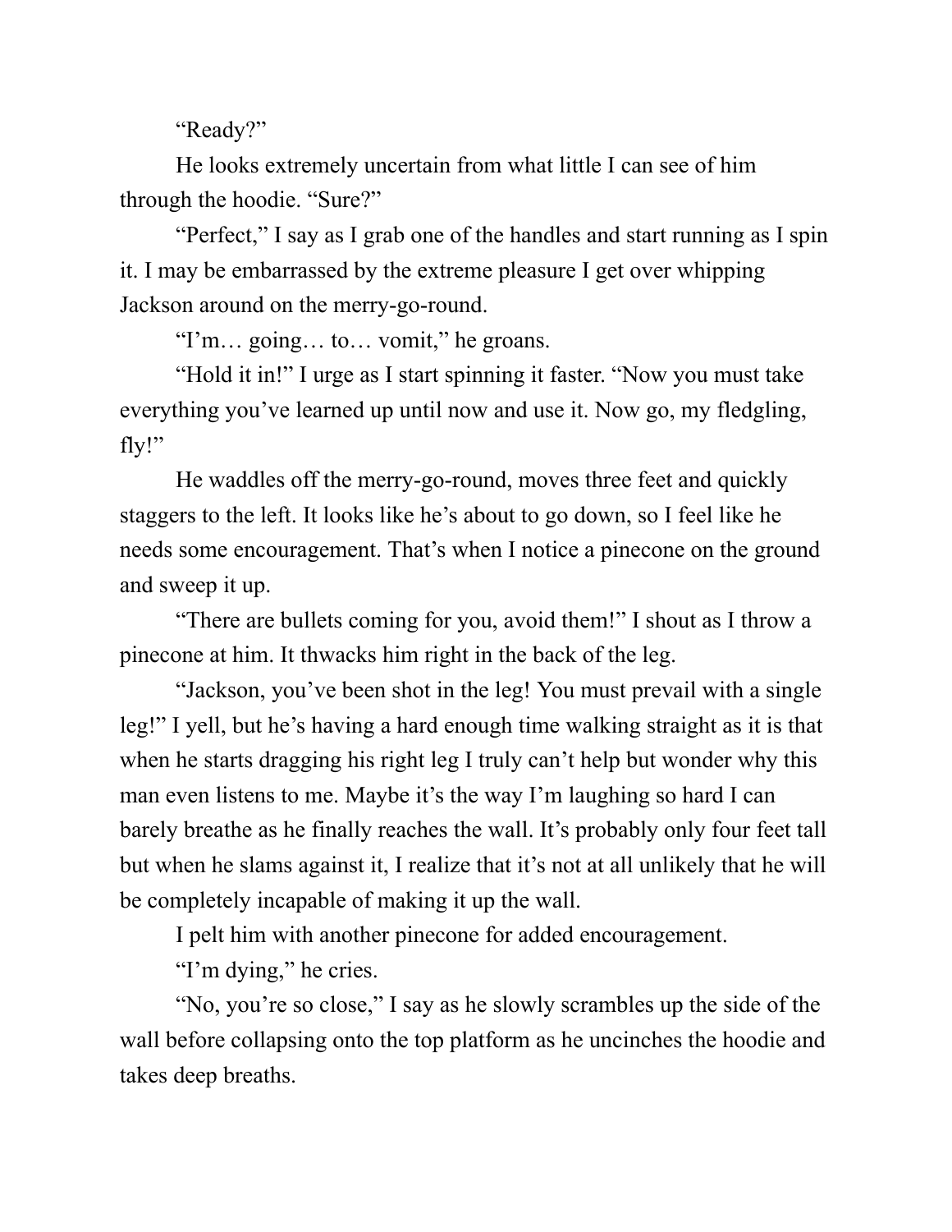"Ready?"

He looks extremely uncertain from what little I can see of him through the hoodie. "Sure?"

"Perfect," I say as I grab one of the handles and start running as I spin it. I may be embarrassed by the extreme pleasure I get over whipping Jackson around on the merry-go-round.

"I'm… going… to… vomit," he groans.

"Hold it in!" I urge as I start spinning it faster. "Now you must take everything you've learned up until now and use it. Now go, my fledgling, fly!"

He waddles off the merry-go-round, moves three feet and quickly staggers to the left. It looks like he's about to go down, so I feel like he needs some encouragement. That's when I notice a pinecone on the ground and sweep it up.

"There are bullets coming for you, avoid them!" I shout as I throw a pinecone at him. It thwacks him right in the back of the leg.

"Jackson, you've been shot in the leg! You must prevail with a single leg!" I yell, but he's having a hard enough time walking straight as it is that when he starts dragging his right leg I truly can't help but wonder why this man even listens to me. Maybe it's the way I'm laughing so hard I can barely breathe as he finally reaches the wall. It's probably only four feet tall but when he slams against it, I realize that it's not at all unlikely that he will be completely incapable of making it up the wall.

I pelt him with another pinecone for added encouragement.

"I'm dying," he cries.

"No, you're so close," I say as he slowly scrambles up the side of the wall before collapsing onto the top platform as he uncinches the hoodie and takes deep breaths.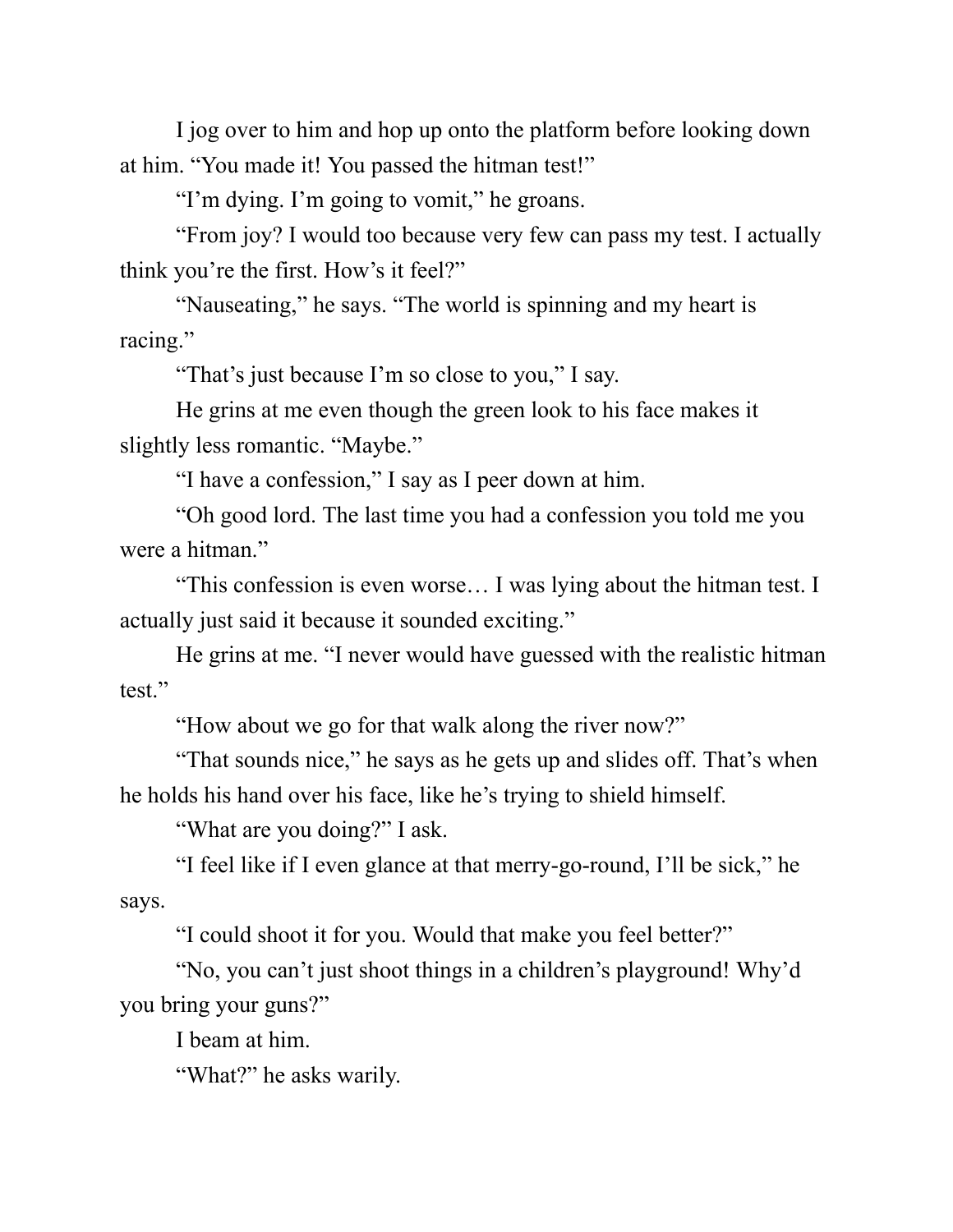I jog over to him and hop up onto the platform before looking down at him. "You made it! You passed the hitman test!"

"I'm dying. I'm going to vomit," he groans.

"From joy? I would too because very few can pass my test. I actually think you're the first. How's it feel?"

"Nauseating," he says. "The world is spinning and my heart is racing."

"That's just because I'm so close to you," I say.

He grins at me even though the green look to his face makes it slightly less romantic. "Maybe."

"I have a confession," I say as I peer down at him.

"Oh good lord. The last time you had a confession you told me you were a hitman."

"This confession is even worse… I was lying about the hitman test. I actually just said it because it sounded exciting."

He grins at me. "I never would have guessed with the realistic hitman test."

"How about we go for that walk along the river now?"

"That sounds nice," he says as he gets up and slides off. That's when he holds his hand over his face, like he's trying to shield himself.

"What are you doing?" I ask.

"I feel like if I even glance at that merry-go-round, I'll be sick," he says.

"I could shoot it for you. Would that make you feel better?"

"No, you can't just shoot things in a children's playground! Why'd you bring your guns?"

I beam at him.

"What?" he asks warily.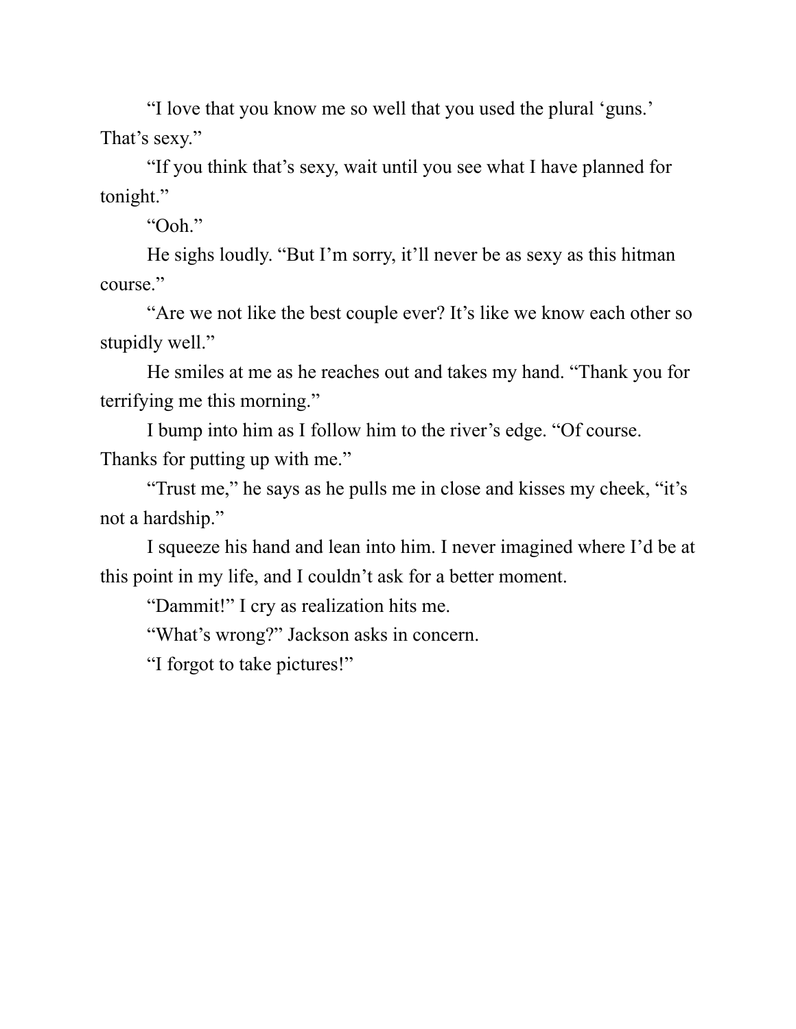"I love that you know me so well that you used the plural 'guns.' That's sexy."

"If you think that's sexy, wait until you see what I have planned for tonight."

"Ooh."

He sighs loudly. "But I'm sorry, it'll never be as sexy as this hitman course."

"Are we not like the best couple ever? It's like we know each other so stupidly well."

He smiles at me as he reaches out and takes my hand. "Thank you for terrifying me this morning."

I bump into him as I follow him to the river's edge. "Of course. Thanks for putting up with me."

"Trust me," he says as he pulls me in close and kisses my cheek, "it's not a hardship."

I squeeze his hand and lean into him. I never imagined where I'd be at this point in my life, and I couldn't ask for a better moment.

"Dammit!" I cry as realization hits me.

"What's wrong?" Jackson asks in concern.

"I forgot to take pictures!"